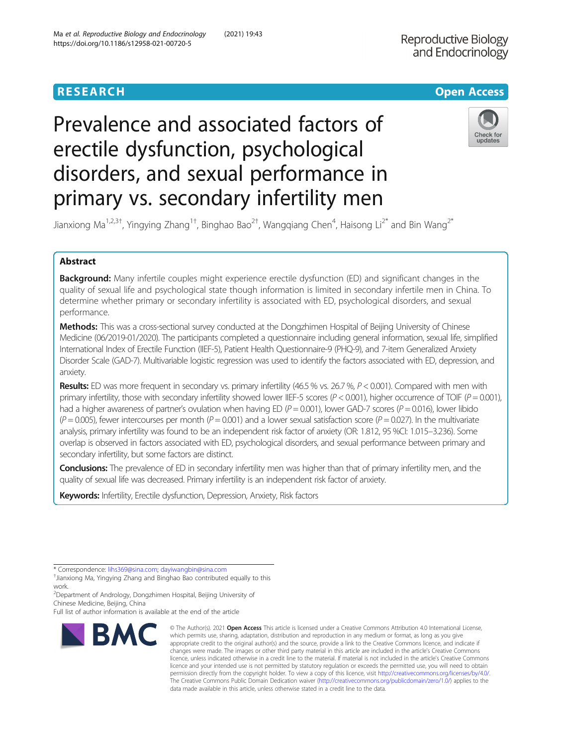RESEARCH

Open Access

# Prevalence and associated factors of erectile dysfunction, psychological disorders, and sexual performance in primary vs. secondary infertility men

Jianxiong Ma[1,2,3†], Yingying Zhang[1†], Binghao Bao[2†], Wangqiang Chen[4], Haisong Li[2*] and Bin Wang[2*]

## Abstract

**Background:** Many infertile couples might experience erectile dysfunction (ED) and significant changes in the quality of sexual life and psychological state though information is limited in secondary infertile men in China. To determine whether primary or secondary infertility is associated with ED, psychological disorders, and sexual performance.

**Methods:** This was a cross-sectional survey conducted at the Dongzhimen Hospital of Beijing University of Chinese Medicine (06/2019-01/2020). The participants completed a questionnaire including general information, sexual life, simplified International Index of Erectile Function (IIEF-5), Patient Health Questionnaire-9 (PHQ-9), and 7-item Generalized Anxiety Disorder Scale (GAD-7). Multivariable logistic regression was used to identify the factors associated with ED, depression, and anxiety.

**Results:** ED was more frequent in secondary vs. primary infertility (46.5 % vs. 26.7 %, $P < 0.001$). Compared with men with primary infertility, those with secondary infertility showed lower IIEF-5 scores ($P < 0.001$), higher occurrence of TOIF ($P = 0.001$), had a higher awareness of partner's ovulation when having ED ($P = 0.001$), lower GAD-7 scores ($P = 0.016$), lower libido ($P = 0.005$), fewer intercourses per month ($P = 0.001$) and a lower sexual satisfaction score ($P = 0.027$). In the multivariate analysis, primary infertility was found to be an independent risk factor of anxiety (OR: 1.812, 95 %CI: 1.015–3.236). Some overlap is observed in factors associated with ED, psychological disorders, and sexual performance between primary and secondary infertility, but some factors are distinct.

**Conclusions:** The prevalence of ED in secondary infertility men was higher than that of primary infertility men, and the quality of sexual life was decreased. Primary infertility is an independent risk factor of anxiety.

**Keywords:** Infertility, Erectile dysfunction, Depression, Anxiety, Risk factors

\* Correspondence: lihs369@sina.com; dayiwangbin@sina.com
†Jianxiong Ma, Yingying Zhang and Binghao Bao contributed equally to this work.
[2]Department of Andrology, Dongzhimen Hospital, Beijing University of Chinese Medicine, Beijing, China
Full list of author information is available at the end of the article

© The Author(s). 2021 **Open Access** This article is licensed under a Creative Commons Attribution 4.0 International License, which permits use, sharing, adaptation, distribution and reproduction in any medium or format, as long as you give appropriate credit to the original author(s) and the source, provide a link to the Creative Commons licence, and indicate if changes were made. The images or other third party material in this article are included in the article's Creative Commons licence, unless indicated otherwise in a credit line to the material. If material is not included in the article's Creative Commons licence and your intended use is not permitted by statutory regulation or exceeds the permitted use, you will need to obtain permission directly from the copyright holder. To view a copy of this licence, visit http://creativecommons.org/licenses/by/4.0/. The Creative Commons Public Domain Dedication waiver (http://creativecommons.org/publicdomain/zero/1.0/) applies to the data made available in this article, unless otherwise stated in a credit line to the data.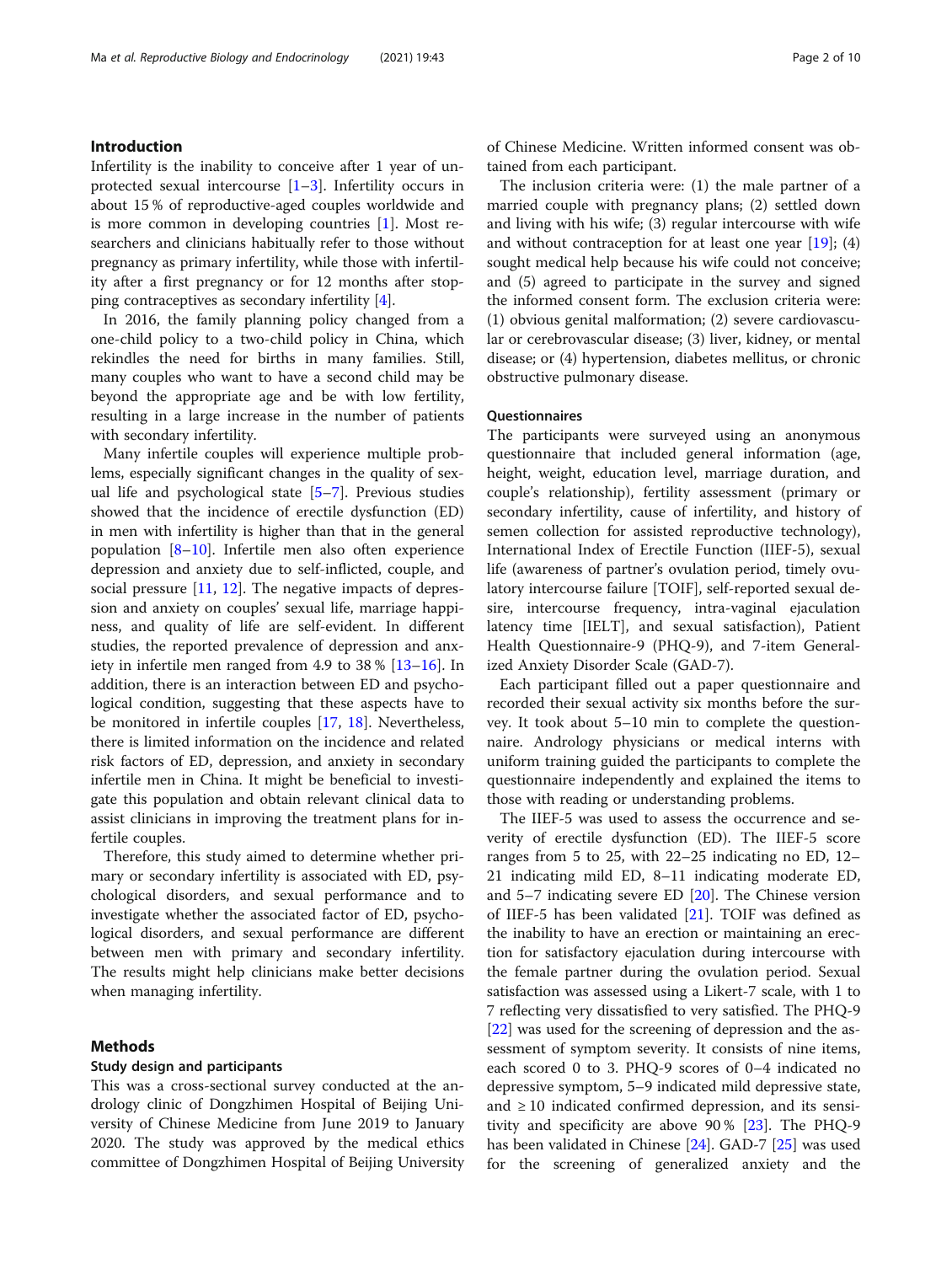## Introduction

Infertility is the inability to conceive after 1 year of unprotected sexual intercourse [1–3]. Infertility occurs in about 15 % of reproductive-aged couples worldwide and is more common in developing countries [1]. Most researchers and clinicians habitually refer to those without pregnancy as primary infertility, while those with infertility after a first pregnancy or for 12 months after stopping contraceptives as secondary infertility [4].

In 2016, the family planning policy changed from a one-child policy to a two-child policy in China, which rekindles the need for births in many families. Still, many couples who want to have a second child may be beyond the appropriate age and be with low fertility, resulting in a large increase in the number of patients with secondary infertility.

Many infertile couples will experience multiple problems, especially significant changes in the quality of sexual life and psychological state [5–7]. Previous studies showed that the incidence of erectile dysfunction (ED) in men with infertility is higher than that in the general population [8–10]. Infertile men also often experience depression and anxiety due to self-inflicted, couple, and social pressure [11, 12]. The negative impacts of depression and anxiety on couples' sexual life, marriage happiness, and quality of life are self-evident. In different studies, the reported prevalence of depression and anxiety in infertile men ranged from 4.9 to 38 % [13–16]. In addition, there is an interaction between ED and psychological condition, suggesting that these aspects have to be monitored in infertile couples [17, 18]. Nevertheless, there is limited information on the incidence and related risk factors of ED, depression, and anxiety in secondary infertile men in China. It might be beneficial to investigate this population and obtain relevant clinical data to assist clinicians in improving the treatment plans for infertile couples.

Therefore, this study aimed to determine whether primary or secondary infertility is associated with ED, psychological disorders, and sexual performance and to investigate whether the associated factor of ED, psychological disorders, and sexual performance are different between men with primary and secondary infertility. The results might help clinicians make better decisions when managing infertility.

## Methods

### Study design and participants

This was a cross-sectional survey conducted at the andrology clinic of Dongzhimen Hospital of Beijing University of Chinese Medicine from June 2019 to January 2020. The study was approved by the medical ethics committee of Dongzhimen Hospital of Beijing University of Chinese Medicine. Written informed consent was obtained from each participant.

The inclusion criteria were: (1) the male partner of a married couple with pregnancy plans; (2) settled down and living with his wife; (3) regular intercourse with wife and without contraception for at least one year [19]; (4) sought medical help because his wife could not conceive; and (5) agreed to participate in the survey and signed the informed consent form. The exclusion criteria were: (1) obvious genital malformation; (2) severe cardiovascular or cerebrovascular disease; (3) liver, kidney, or mental disease; or (4) hypertension, diabetes mellitus, or chronic obstructive pulmonary disease.

### Questionnaires

The participants were surveyed using an anonymous questionnaire that included general information (age, height, weight, education level, marriage duration, and couple's relationship), fertility assessment (primary or secondary infertility, cause of infertility, and history of semen collection for assisted reproductive technology), International Index of Erectile Function (IIEF-5), sexual life (awareness of partner's ovulation period, timely ovulatory intercourse failure [TOIF], self-reported sexual desire, intercourse frequency, intra-vaginal ejaculation latency time [IELT], and sexual satisfaction), Patient Health Questionnaire-9 (PHQ-9), and 7-item Generalized Anxiety Disorder Scale (GAD-7).

Each participant filled out a paper questionnaire and recorded their sexual activity six months before the survey. It took about 5–10 min to complete the questionnaire. Andrology physicians or medical interns with uniform training guided the participants to complete the questionnaire independently and explained the items to those with reading or understanding problems.

The IIEF-5 was used to assess the occurrence and severity of erectile dysfunction (ED). The IIEF-5 score ranges from 5 to 25, with 22–25 indicating no ED, 12–21 indicating mild ED, 8–11 indicating moderate ED, and 5–7 indicating severe ED [20]. The Chinese version of IIEF-5 has been validated [21]. TOIF was defined as the inability to have an erection or maintaining an erection for satisfactory ejaculation during intercourse with the female partner during the ovulation period. Sexual satisfaction was assessed using a Likert-7 scale, with 1 to 7 reflecting very dissatisfied to very satisfied. The PHQ-9 [22] was used for the screening of depression and the assessment of symptom severity. It consists of nine items, each scored 0 to 3. PHQ-9 scores of 0–4 indicated no depressive symptom, 5–9 indicated mild depressive state, and ≥ 10 indicated confirmed depression, and its sensitivity and specificity are above 90 % [23]. The PHQ-9 has been validated in Chinese [24]. GAD-7 [25] was used for the screening of generalized anxiety and the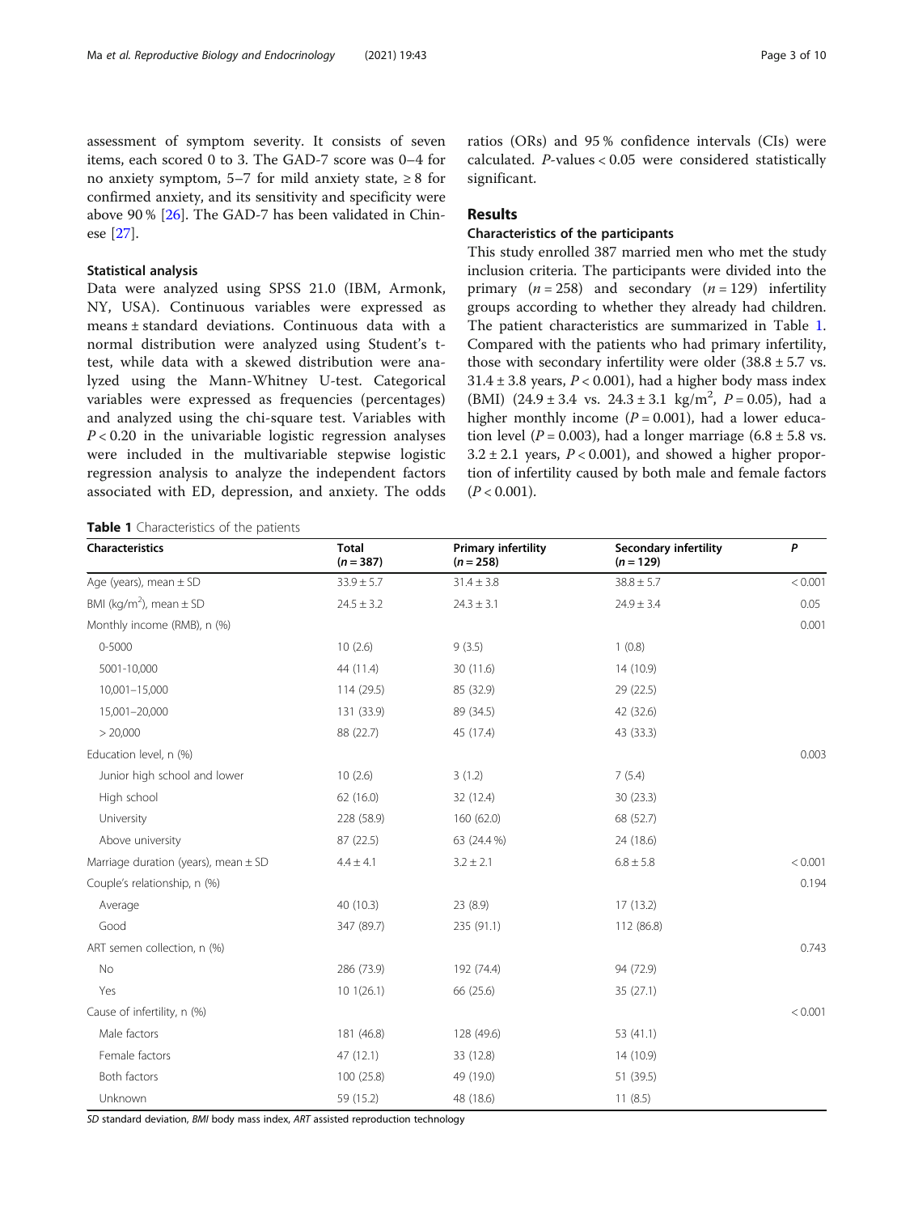assessment of symptom severity. It consists of seven items, each scored 0 to 3. The GAD-7 score was 0–4 for no anxiety symptom, 5–7 for mild anxiety state, ≥ 8 for confirmed anxiety, and its sensitivity and specificity were above 90 % [26]. The GAD-7 has been validated in Chinese [27].

### Statistical analysis

Data were analyzed using SPSS 21.0 (IBM, Armonk, NY, USA). Continuous variables were expressed as means ± standard deviations. Continuous data with a normal distribution were analyzed using Student's t-test, while data with a skewed distribution were analyzed using the Mann-Whitney U-test. Categorical variables were expressed as frequencies (percentages) and analyzed using the chi-square test. Variables with $P < 0.20$ in the univariable logistic regression analyses were included in the multivariable stepwise logistic regression analysis to analyze the independent factors associated with ED, depression, and anxiety. The odds ratios (ORs) and 95 % confidence intervals (CIs) were calculated. P-values < 0.05 were considered statistically significant.

## Results

### Characteristics of the participants

This study enrolled 387 married men who met the study inclusion criteria. The participants were divided into the primary ($n = 258$) and secondary ($n = 129$) infertility groups according to whether they already had children. The patient characteristics are summarized in Table 1. Compared with the patients who had primary infertility, those with secondary infertility were older (38.8 ± 5.7 vs. 31.4 ± 3.8 years, $P < 0.001$), had a higher body mass index (BMI) (24.9 ± 3.4 vs. 24.3 ± 3.1 kg/m$^2$, $P = 0.05$), had a higher monthly income ($P = 0.001$), had a lower education level ($P = 0.003$), had a longer marriage (6.8 ± 5.8 vs. 3.2 ± 2.1 years, $P < 0.001$), and showed a higher proportion of infertility caused by both male and female factors ($P < 0.001$).

**Table 1** Characteristics of the patients

| Characteristics | Total ($n = 387$) | Primary infertility ($n = 258$) | Secondary infertility ($n = 129$) | *P* |
|---|---|---|---|---|
| Age (years), mean ± SD | 33.9 ± 5.7 | 31.4 ± 3.8 | 38.8 ± 5.7 | < 0.001 |
| BMI (kg/m$^2$), mean ± SD | 24.5 ± 3.2 | 24.3 ± 3.1 | 24.9 ± 3.4 | 0.05 |
| Monthly income (RMB), n (%) | | | | 0.001 |
| 0-5000 | 10 (2.6) | 9 (3.5) | 1 (0.8) | |
| 5001-10,000 | 44 (11.4) | 30 (11.6) | 14 (10.9) | |
| 10,001–15,000 | 114 (29.5) | 85 (32.9) | 29 (22.5) | |
| 15,001–20,000 | 131 (33.9) | 89 (34.5) | 42 (32.6) | |
| > 20,000 | 88 (22.7) | 45 (17.4) | 43 (33.3) | |
| Education level, n (%) | | | | 0.003 |
| Junior high school and lower | 10 (2.6) | 3 (1.2) | 7 (5.4) | |
| High school | 62 (16.0) | 32 (12.4) | 30 (23.3) | |
| University | 228 (58.9) | 160 (62.0) | 68 (52.7) | |
| Above university | 87 (22.5) | 63 (24.4 %) | 24 (18.6) | |
| Marriage duration (years), mean ± SD | 4.4 ± 4.1 | 3.2 ± 2.1 | 6.8 ± 5.8 | < 0.001 |
| Couple's relationship, n (%) | | | | 0.194 |
| Average | 40 (10.3) | 23 (8.9) | 17 (13.2) | |
| Good | 347 (89.7) | 235 (91.1) | 112 (86.8) | |
| ART semen collection, n (%) | | | | 0.743 |
| No | 286 (73.9) | 192 (74.4) | 94 (72.9) | |
| Yes | 10 1(26.1) | 66 (25.6) | 35 (27.1) | |
| Cause of infertility, n (%) | | | | < 0.001 |
| Male factors | 181 (46.8) | 128 (49.6) | 53 (41.1) | |
| Female factors | 47 (12.1) | 33 (12.8) | 14 (10.9) | |
| Both factors | 100 (25.8) | 49 (19.0) | 51 (39.5) | |
| Unknown | 59 (15.2) | 48 (18.6) | 11 (8.5) | |

*SD* standard deviation, *BMI* body mass index, *ART* assisted reproduction technology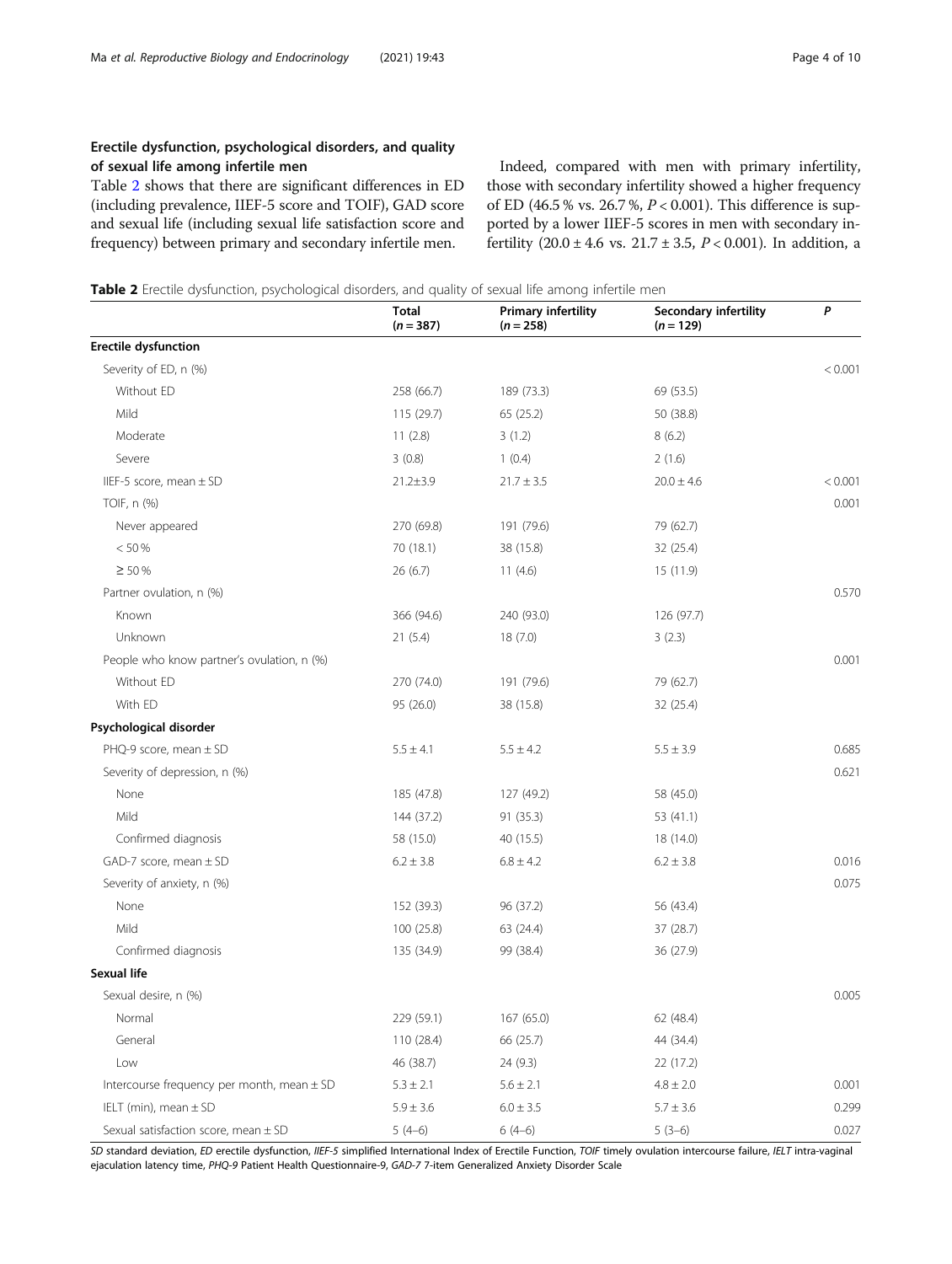## Erectile dysfunction, psychological disorders, and quality of sexual life among infertile men

Table 2 shows that there are significant differences in ED (including prevalence, IIEF-5 score and TOIF), GAD score and sexual life (including sexual life satisfaction score and frequency) between primary and secondary infertile men.

Indeed, compared with men with primary infertility, those with secondary infertility showed a higher frequency of ED (46.5 % vs. 26.7 %, $P < 0.001$). This difference is supported by a lower IIEF-5 scores in men with secondary infertility (20.0 ± 4.6 vs. 21.7 ± 3.5, $P < 0.001$). In addition, a

**Table 2** Erectile dysfunction, psychological disorders, and quality of sexual life among infertile men

| | Total ($n = 387$) | Primary infertility ($n = 258$) | Secondary infertility ($n = 129$) | $P$ |
|---|---|---|---|---|
| **Erectile dysfunction** | | | | |
| Severity of ED, n (%) | | | | < 0.001 |
| Without ED | 258 (66.7) | 189 (73.3) | 69 (53.5) | |
| Mild | 115 (29.7) | 65 (25.2) | 50 (38.8) | |
| Moderate | 11 (2.8) | 3 (1.2) | 8 (6.2) | |
| Severe | 3 (0.8) | 1 (0.4) | 2 (1.6) | |
| IIEF-5 score, mean ± SD | 21.2±3.9 | 21.7 ± 3.5 | 20.0 ± 4.6 | < 0.001 |
| TOIF, n (%) | | | | 0.001 |
| Never appeared | 270 (69.8) | 191 (79.6) | 79 (62.7) | |
| < 50 % | 70 (18.1) | 38 (15.8) | 32 (25.4) | |
| ≥ 50 % | 26 (6.7) | 11 (4.6) | 15 (11.9) | |
| Partner ovulation, n (%) | | | | 0.570 |
| Known | 366 (94.6) | 240 (93.0) | 126 (97.7) | |
| Unknown | 21 (5.4) | 18 (7.0) | 3 (2.3) | |
| People who know partner's ovulation, n (%) | | | | 0.001 |
| Without ED | 270 (74.0) | 191 (79.6) | 79 (62.7) | |
| With ED | 95 (26.0) | 38 (15.8) | 32 (25.4) | |
| **Psychological disorder** | | | | |
| PHQ-9 score, mean ± SD | 5.5 ± 4.1 | 5.5 ± 4.2 | 5.5 ± 3.9 | 0.685 |
| Severity of depression, n (%) | | | | 0.621 |
| None | 185 (47.8) | 127 (49.2) | 58 (45.0) | |
| Mild | 144 (37.2) | 91 (35.3) | 53 (41.1) | |
| Confirmed diagnosis | 58 (15.0) | 40 (15.5) | 18 (14.0) | |
| GAD-7 score, mean ± SD | 6.2 ± 3.8 | 6.8 ± 4.2 | 6.2 ± 3.8 | 0.016 |
| Severity of anxiety, n (%) | | | | 0.075 |
| None | 152 (39.3) | 96 (37.2) | 56 (43.4) | |
| Mild | 100 (25.8) | 63 (24.4) | 37 (28.7) | |
| Confirmed diagnosis | 135 (34.9) | 99 (38.4) | 36 (27.9) | |
| **Sexual life** | | | | |
| Sexual desire, n (%) | | | | 0.005 |
| Normal | 229 (59.1) | 167 (65.0) | 62 (48.4) | |
| General | 110 (28.4) | 66 (25.7) | 44 (34.4) | |
| Low | 46 (38.7) | 24 (9.3) | 22 (17.2) | |
| Intercourse frequency per month, mean ± SD | 5.3 ± 2.1 | 5.6 ± 2.1 | 4.8 ± 2.0 | 0.001 |
| IELT (min), mean ± SD | 5.9 ± 3.6 | 6.0 ± 3.5 | 5.7 ± 3.6 | 0.299 |
| Sexual satisfaction score, mean ± SD | 5 (4–6) | 6 (4–6) | 5 (3–6) | 0.027 |

*SD* standard deviation, *ED* erectile dysfunction, *IIEF-5* simplified International Index of Erectile Function, *TOIF* timely ovulation intercourse failure, *IELT* intra-vaginal ejaculation latency time, *PHQ-9* Patient Health Questionnaire-9, *GAD-7* 7-item Generalized Anxiety Disorder Scale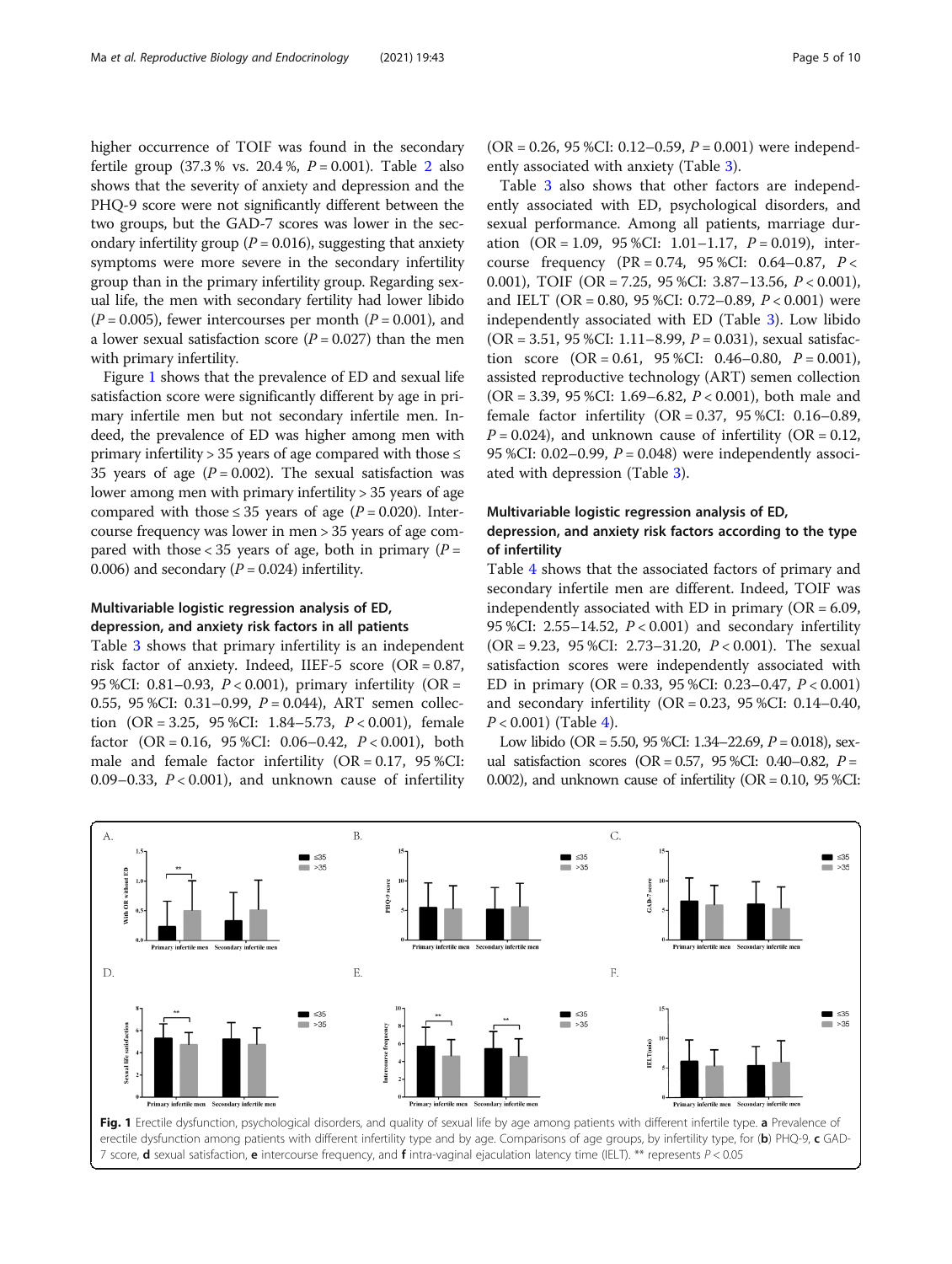higher occurrence of TOIF was found in the secondary fertile group (37.3 % vs. 20.4 %, $P = 0.001$). Table 2 also shows that the severity of anxiety and depression and the PHQ-9 score were not significantly different between the two groups, but the GAD-7 scores was lower in the secondary infertility group ($P = 0.016$), suggesting that anxiety symptoms were more severe in the secondary infertility group than in the primary infertility group. Regarding sexual life, the men with secondary fertility had lower libido ($P = 0.005$), fewer intercourses per month ($P = 0.001$), and a lower sexual satisfaction score ($P = 0.027$) than the men with primary infertility.

Figure 1 shows that the prevalence of ED and sexual life satisfaction score were significantly different by age in primary infertile men but not secondary infertile men. Indeed, the prevalence of ED was higher among men with primary infertility > 35 years of age compared with those ≤ 35 years of age ($P = 0.002$). The sexual satisfaction was lower among men with primary infertility > 35 years of age compared with those ≤ 35 years of age ($P = 0.020$). Intercourse frequency was lower in men > 35 years of age compared with those < 35 years of age, both in primary ($P = 0.006$) and secondary ($P = 0.024$) infertility.

### Multivariable logistic regression analysis of ED, depression, and anxiety risk factors in all patients

Table 3 shows that primary infertility is an independent risk factor of anxiety. Indeed, IIEF-5 score (OR = 0.87, 95 %CI: 0.81–0.93, $P < 0.001$), primary infertility (OR = 0.55, 95 %CI: 0.31–0.99, $P = 0.044$), ART semen collection (OR = 3.25, 95 %CI: 1.84–5.73, $P < 0.001$), female factor (OR = 0.16, 95 %CI: 0.06–0.42, $P < 0.001$), both male and female factor infertility (OR = 0.17, 95 %CI: 0.09–0.33, $P < 0.001$), and unknown cause of infertility (OR = 0.26, 95 %CI: 0.12–0.59, $P = 0.001$) were independently associated with anxiety (Table 3).

Table 3 also shows that other factors are independently associated with ED, psychological disorders, and sexual performance. Among all patients, marriage duration (OR = 1.09, 95 %CI: 1.01–1.17, $P = 0.019$), intercourse frequency (PR = 0.74, 95 %CI: 0.64–0.87, $P < 0.001$), TOIF (OR = 7.25, 95 %CI: 3.87–13.56, $P < 0.001$), and IELT (OR = 0.80, 95 %CI: 0.72–0.89, $P < 0.001$) were independently associated with ED (Table 3). Low libido (OR = 3.51, 95 %CI: 1.11–8.99, $P = 0.031$), sexual satisfaction score (OR = 0.61, 95 %CI: 0.46–0.80, $P = 0.001$), assisted reproductive technology (ART) semen collection (OR = 3.39, 95 %CI: 1.69–6.82, $P < 0.001$), both male and female factor infertility (OR = 0.37, 95 %CI: 0.16–0.89, $P = 0.024$), and unknown cause of infertility (OR = 0.12, 95 %CI: 0.02–0.99, $P = 0.048$) were independently associated with depression (Table 3).

### Multivariable logistic regression analysis of ED, depression, and anxiety risk factors according to the type of infertility

Table 4 shows that the associated factors of primary and secondary infertile men are different. Indeed, TOIF was independently associated with ED in primary (OR = 6.09, 95 %CI: 2.55–14.52, $P < 0.001$) and secondary infertility (OR = 9.23, 95 %CI: 2.73–31.20, $P < 0.001$). The sexual satisfaction scores were independently associated with ED in primary (OR = 0.33, 95 %CI: 0.23–0.47, $P < 0.001$) and secondary infertility (OR = 0.23, 95 %CI: 0.14–0.40, $P < 0.001$) (Table 4).

Low libido (OR = 5.50, 95 %CI: 1.34–22.69, $P = 0.018$), sexual satisfaction scores (OR = 0.57, 95 %CI: 0.40–0.82, $P = 0.002$), and unknown cause of infertility (OR = 0.10, 95 %CI:

**Fig. 1** Erectile dysfunction, psychological disorders, and quality of sexual life by age among patients with different infertile type. **a** Prevalence of erectile dysfunction among patients with different infertility type and by age. Comparisons of age groups, by infertility type, for (**b**) PHQ-9, **c** GAD-7 score, **d** sexual satisfaction, **e** intercourse frequency, and **f** intra-vaginal ejaculation latency time (IELT). ** represents $P < 0.05$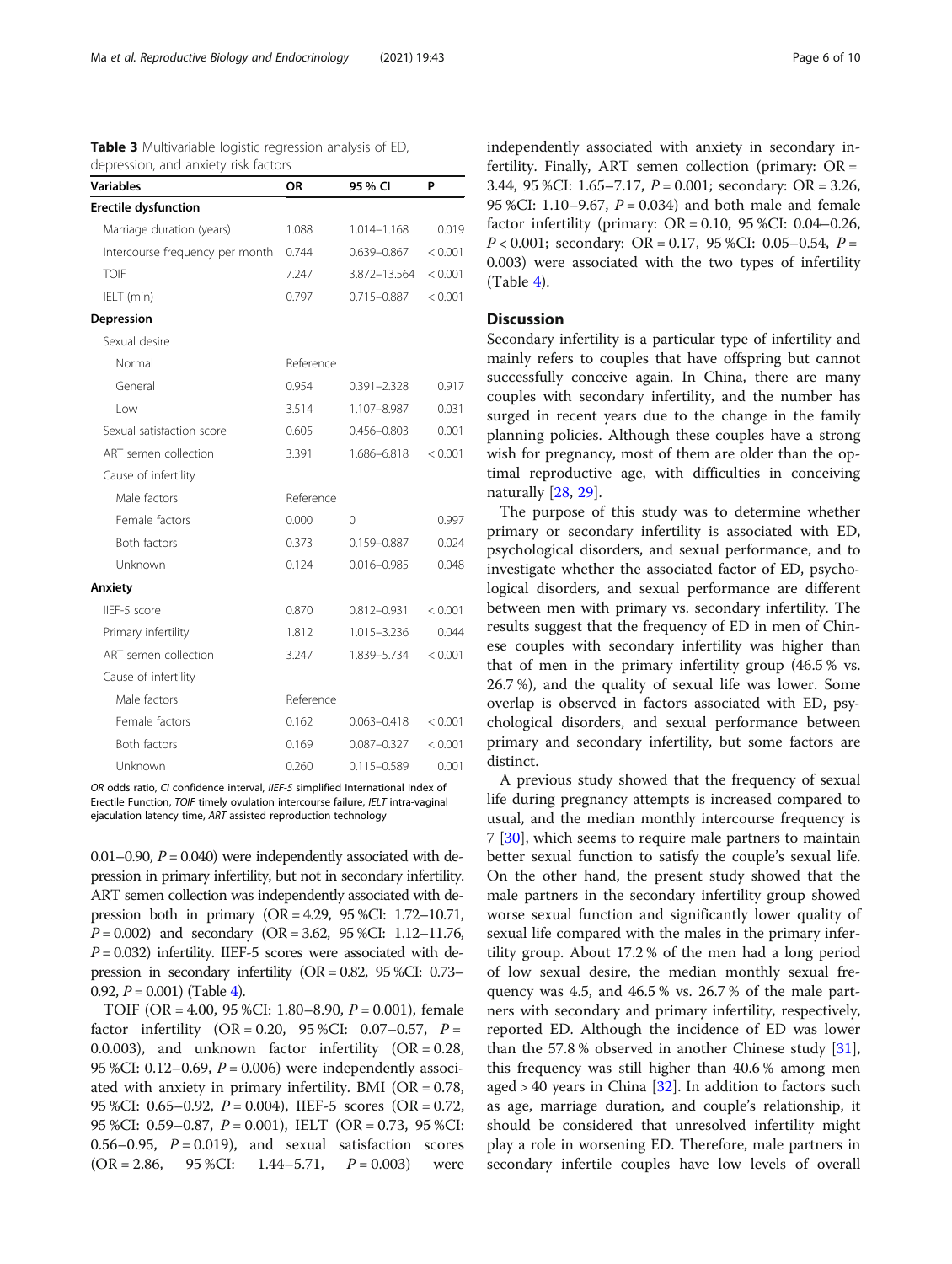**Table 3** Multivariable logistic regression analysis of ED, depression, and anxiety risk factors

| Variables | OR | 95 % CI | P |
|---|---|---|---|
| **Erectile dysfunction** | | | |
| Marriage duration (years) | 1.088 | 1.014–1.168 | 0.019 |
| Intercourse frequency per month | 0.744 | 0.639–0.867 | < 0.001 |
| TOIF | 7.247 | 3.872–13.564 | < 0.001 |
| IELT (min) | 0.797 | 0.715–0.887 | < 0.001 |
| **Depression** | | | |
| Sexual desire | | | |
| Normal | Reference | | |
| General | 0.954 | 0.391–2.328 | 0.917 |
| Low | 3.514 | 1.107–8.987 | 0.031 |
| Sexual satisfaction score | 0.605 | 0.456–0.803 | 0.001 |
| ART semen collection | 3.391 | 1.686–6.818 | < 0.001 |
| Cause of infertility | | | |
| Male factors | Reference | | |
| Female factors | 0.000 | 0 | 0.997 |
| Both factors | 0.373 | 0.159–0.887 | 0.024 |
| Unknown | 0.124 | 0.016–0.985 | 0.048 |
| **Anxiety** | | | |
| IIEF-5 score | 0.870 | 0.812–0.931 | < 0.001 |
| Primary infertility | 1.812 | 1.015–3.236 | 0.044 |
| ART semen collection | 3.247 | 1.839–5.734 | < 0.001 |
| Cause of infertility | | | |
| Male factors | Reference | | |
| Female factors | 0.162 | 0.063–0.418 | < 0.001 |
| Both factors | 0.169 | 0.087–0.327 | < 0.001 |
| Unknown | 0.260 | 0.115–0.589 | 0.001 |

*OR* odds ratio, *CI* confidence interval, *IIEF-5* simplified International Index of Erectile Function, *TOIF* timely ovulation intercourse failure, *IELT* intra-vaginal ejaculation latency time, *ART* assisted reproduction technology

0.01–0.90, $P = 0.040$) were independently associated with depression in primary infertility, but not in secondary infertility. ART semen collection was independently associated with depression both in primary (OR = 4.29, 95 %CI: 1.72–10.71, $P = 0.002$) and secondary (OR = 3.62, 95 %CI: 1.12–11.76, $P = 0.032$) infertility. IIEF-5 scores were associated with depression in secondary infertility (OR = 0.82, 95 %CI: 0.73–0.92, $P = 0.001$) (Table 4).

TOIF (OR = 4.00, 95 %CI: 1.80–8.90, $P = 0.001$), female factor infertility (OR = 0.20, 95 %CI: 0.07–0.57, $P =$ 0.0.003), and unknown factor infertility (OR = 0.28, 95 %CI: 0.12–0.69, $P = 0.006$) were independently associated with anxiety in primary infertility. BMI (OR = 0.78, 95 %CI: 0.65–0.92, $P = 0.004$), IIEF-5 scores (OR = 0.72, 95 %CI: 0.59–0.87, $P = 0.001$), IELT (OR = 0.73, 95 %CI: 0.56–0.95, $P = 0.019$), and sexual satisfaction scores (OR = 2.86, 95 %CI: 1.44–5.71, $P = 0.003$) were independently associated with anxiety in secondary infertility. Finally, ART semen collection (primary: OR = 3.44, 95 %CI: 1.65–7.17, $P = 0.001$; secondary: OR = 3.26, 95 %CI: 1.10–9.67, $P = 0.034$) and both male and female factor infertility (primary: OR = 0.10, 95 %CI: 0.04–0.26, $P < 0.001$; secondary: OR = 0.17, 95 %CI: 0.05–0.54, $P =$ 0.003) were associated with the two types of infertility (Table 4).

## Discussion

Secondary infertility is a particular type of infertility and mainly refers to couples that have offspring but cannot successfully conceive again. In China, there are many couples with secondary infertility, and the number has surged in recent years due to the change in the family planning policies. Although these couples have a strong wish for pregnancy, most of them are older than the optimal reproductive age, with difficulties in conceiving naturally [28, 29].

The purpose of this study was to determine whether primary or secondary infertility is associated with ED, psychological disorders, and sexual performance, and to investigate whether the associated factor of ED, psychological disorders, and sexual performance are different between men with primary vs. secondary infertility. The results suggest that the frequency of ED in men of Chinese couples with secondary infertility was higher than that of men in the primary infertility group (46.5 % vs. 26.7 %), and the quality of sexual life was lower. Some overlap is observed in factors associated with ED, psychological disorders, and sexual performance between primary and secondary infertility, but some factors are distinct.

A previous study showed that the frequency of sexual life during pregnancy attempts is increased compared to usual, and the median monthly intercourse frequency is 7 [30], which seems to require male partners to maintain better sexual function to satisfy the couple's sexual life. On the other hand, the present study showed that the male partners in the secondary infertility group showed worse sexual function and significantly lower quality of sexual life compared with the males in the primary infertility group. About 17.2 % of the men had a long period of low sexual desire, the median monthly sexual frequency was 4.5, and 46.5 % vs. 26.7 % of the male partners with secondary and primary infertility, respectively, reported ED. Although the incidence of ED was lower than the 57.8 % observed in another Chinese study [31], this frequency was still higher than 40.6 % among men aged > 40 years in China [32]. In addition to factors such as age, marriage duration, and couple's relationship, it should be considered that unresolved infertility might play a role in worsening ED. Therefore, male partners in secondary infertile couples have low levels of overall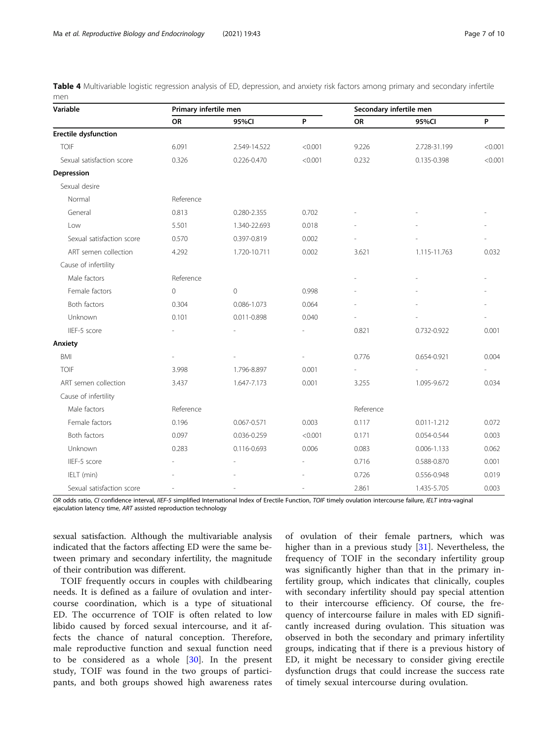**Table 4** Multivariable logistic regression analysis of ED, depression, and anxiety risk factors among primary and secondary infertile men

| Variable | Primary infertile men | | | Secondary infertile men | | |
|---|---|---|---|---|---|---|
| | OR | 95%CI | P | OR | 95%CI | P |
| **Erectile dysfunction** | | | | | | |
| TOIF | 6.091 | 2.549-14.522 | <0.001 | 9.226 | 2.728-31.199 | <0.001 |
| Sexual satisfaction score | 0.326 | 0.226-0.470 | <0.001 | 0.232 | 0.135-0.398 | <0.001 |
| **Depression** | | | | | | |
| Sexual desire | | | | | | |
| Normal | Reference | | | | | |
| General | 0.813 | 0.280-2.355 | 0.702 | - | - | - |
| Low | 5.501 | 1.340-22.693 | 0.018 | - | - | - |
| Sexual satisfaction score | 0.570 | 0.397-0.819 | 0.002 | - | - | - |
| ART semen collection | 4.292 | 1.720-10.711 | 0.002 | 3.621 | 1.115-11.763 | 0.032 |
| Cause of infertility | | | | | | |
| Male factors | Reference | | | - | - | - |
| Female factors | 0 | 0 | 0.998 | - | - | - |
| Both factors | 0.304 | 0.086-1.073 | 0.064 | - | - | - |
| Unknown | 0.101 | 0.011-0.898 | 0.040 | - | - | - |
| IIEF-5 score | - | - | - | 0.821 | 0.732-0.922 | 0.001 |
| **Anxiety** | | | | | | |
| BMI | - | - | - | 0.776 | 0.654-0.921 | 0.004 |
| TOIF | 3.998 | 1.796-8.897 | 0.001 | - | - | - |
| ART semen collection | 3.437 | 1.647-7.173 | 0.001 | 3.255 | 1.095-9.672 | 0.034 |
| Cause of infertility | | | | | | |
| Male factors | Reference | | | Reference | | |
| Female factors | 0.196 | 0.067-0.571 | 0.003 | 0.117 | 0.011-1.212 | 0.072 |
| Both factors | 0.097 | 0.036-0.259 | <0.001 | 0.171 | 0.054-0.544 | 0.003 |
| Unknown | 0.283 | 0.116-0.693 | 0.006 | 0.083 | 0.006-1.133 | 0.062 |
| IIEF-5 score | - | - | - | 0.716 | 0.588-0.870 | 0.001 |
| IELT (min) | - | - | - | 0.726 | 0.556-0.948 | 0.019 |
| Sexual satisfaction score | - | - | - | 2.861 | 1.435-5.705 | 0.003 |

*OR* odds ratio, *CI* confidence interval, *IIEF-5* simplified International Index of Erectile Function, *TOIF* timely ovulation intercourse failure, *IELT* intra-vaginal ejaculation latency time, *ART* assisted reproduction technology

sexual satisfaction. Although the multivariable analysis indicated that the factors affecting ED were the same between primary and secondary infertility, the magnitude of their contribution was different.

TOIF frequently occurs in couples with childbearing needs. It is defined as a failure of ovulation and intercourse coordination, which is a type of situational ED. The occurrence of TOIF is often related to low libido caused by forced sexual intercourse, and it affects the chance of natural conception. Therefore, male reproductive function and sexual function need to be considered as a whole [30]. In the present study, TOIF was found in the two groups of participants, and both groups showed high awareness rates of ovulation of their female partners, which was higher than in a previous study [31]. Nevertheless, the frequency of TOIF in the secondary infertility group was significantly higher than that in the primary infertility group, which indicates that clinically, couples with secondary infertility should pay special attention to their intercourse efficiency. Of course, the frequency of intercourse failure in males with ED significantly increased during ovulation. This situation was observed in both the secondary and primary infertility groups, indicating that if there is a previous history of ED, it might be necessary to consider giving erectile dysfunction drugs that could increase the success rate of timely sexual intercourse during ovulation.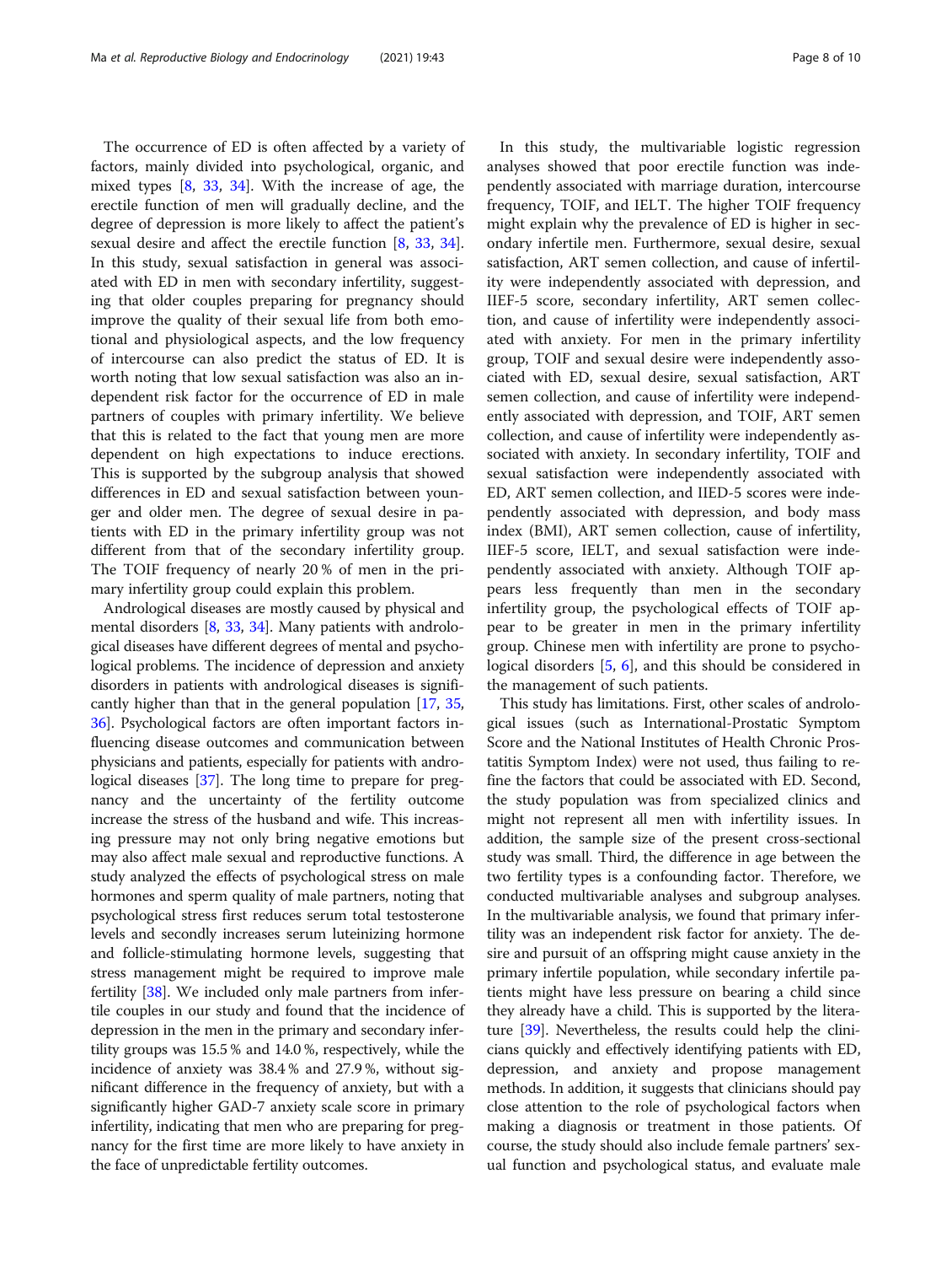The occurrence of ED is often affected by a variety of factors, mainly divided into psychological, organic, and mixed types [8, 33, 34]. With the increase of age, the erectile function of men will gradually decline, and the degree of depression is more likely to affect the patient's sexual desire and affect the erectile function [8, 33, 34]. In this study, sexual satisfaction in general was associated with ED in men with secondary infertility, suggesting that older couples preparing for pregnancy should improve the quality of their sexual life from both emotional and physiological aspects, and the low frequency of intercourse can also predict the status of ED. It is worth noting that low sexual satisfaction was also an independent risk factor for the occurrence of ED in male partners of couples with primary infertility. We believe that this is related to the fact that young men are more dependent on high expectations to induce erections. This is supported by the subgroup analysis that showed differences in ED and sexual satisfaction between younger and older men. The degree of sexual desire in patients with ED in the primary infertility group was not different from that of the secondary infertility group. The TOIF frequency of nearly 20 % of men in the primary infertility group could explain this problem.

Andrological diseases are mostly caused by physical and mental disorders [8, 33, 34]. Many patients with andrological diseases have different degrees of mental and psychological problems. The incidence of depression and anxiety disorders in patients with andrological diseases is significantly higher than that in the general population [17, 35, 36]. Psychological factors are often important factors influencing disease outcomes and communication between physicians and patients, especially for patients with andrological diseases [37]. The long time to prepare for pregnancy and the uncertainty of the fertility outcome increase the stress of the husband and wife. This increasing pressure may not only bring negative emotions but may also affect male sexual and reproductive functions. A study analyzed the effects of psychological stress on male hormones and sperm quality of male partners, noting that psychological stress first reduces serum total testosterone levels and secondly increases serum luteinizing hormone and follicle-stimulating hormone levels, suggesting that stress management might be required to improve male fertility [38]. We included only male partners from infertile couples in our study and found that the incidence of depression in the men in the primary and secondary infertility groups was 15.5 % and 14.0 %, respectively, while the incidence of anxiety was 38.4 % and 27.9 %, without significant difference in the frequency of anxiety, but with a significantly higher GAD-7 anxiety scale score in primary infertility, indicating that men who are preparing for pregnancy for the first time are more likely to have anxiety in the face of unpredictable fertility outcomes.

In this study, the multivariable logistic regression analyses showed that poor erectile function was independently associated with marriage duration, intercourse frequency, TOIF, and IELT. The higher TOIF frequency might explain why the prevalence of ED is higher in secondary infertile men. Furthermore, sexual desire, sexual satisfaction, ART semen collection, and cause of infertility were independently associated with depression, and IIEF-5 score, secondary infertility, ART semen collection, and cause of infertility were independently associated with anxiety. For men in the primary infertility group, TOIF and sexual desire were independently associated with ED, sexual desire, sexual satisfaction, ART semen collection, and cause of infertility were independently associated with depression, and TOIF, ART semen collection, and cause of infertility were independently associated with anxiety. In secondary infertility, TOIF and sexual satisfaction were independently associated with ED, ART semen collection, and IIED-5 scores were independently associated with depression, and body mass index (BMI), ART semen collection, cause of infertility, IIEF-5 score, IELT, and sexual satisfaction were independently associated with anxiety. Although TOIF appears less frequently than men in the secondary infertility group, the psychological effects of TOIF appear to be greater in men in the primary infertility group. Chinese men with infertility are prone to psychological disorders [5, 6], and this should be considered in the management of such patients.

This study has limitations. First, other scales of andrological issues (such as International-Prostatic Symptom Score and the National Institutes of Health Chronic Prostatitis Symptom Index) were not used, thus failing to refine the factors that could be associated with ED. Second, the study population was from specialized clinics and might not represent all men with infertility issues. In addition, the sample size of the present cross-sectional study was small. Third, the difference in age between the two fertility types is a confounding factor. Therefore, we conducted multivariable analyses and subgroup analyses. In the multivariable analysis, we found that primary infertility was an independent risk factor for anxiety. The desire and pursuit of an offspring might cause anxiety in the primary infertile population, while secondary infertile patients might have less pressure on bearing a child since they already have a child. This is supported by the literature [39]. Nevertheless, the results could help the clinicians quickly and effectively identifying patients with ED, depression, and anxiety and propose management methods. In addition, it suggests that clinicians should pay close attention to the role of psychological factors when making a diagnosis or treatment in those patients. Of course, the study should also include female partners' sexual function and psychological status, and evaluate male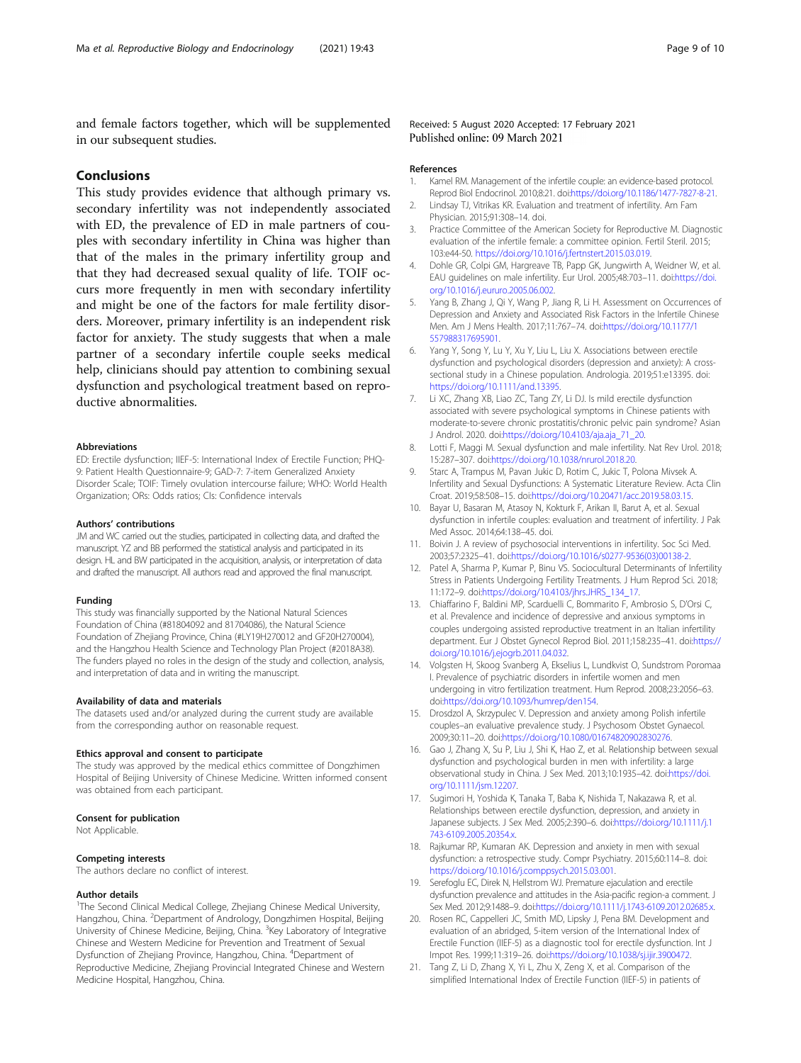and female factors together, which will be supplemented in our subsequent studies.

## Conclusions

This study provides evidence that although primary vs. secondary infertility was not independently associated with ED, the prevalence of ED in male partners of couples with secondary infertility in China was higher than that of the males in the primary infertility group and that they had decreased sexual quality of life. TOIF occurs more frequently in men with secondary infertility and might be one of the factors for male fertility disorders. Moreover, primary infertility is an independent risk factor for anxiety. The study suggests that when a male partner of a secondary infertile couple seeks medical help, clinicians should pay attention to combining sexual dysfunction and psychological treatment based on reproductive abnormalities.

#### Abbreviations

ED: Erectile dysfunction; IIEF-5: International Index of Erectile Function; PHQ-9: Patient Health Questionnaire-9; GAD-7: 7-item Generalized Anxiety Disorder Scale; TOIF: Timely ovulation intercourse failure; WHO: World Health Organization; ORs: Odds ratios; CIs: Confidence intervals

#### Authors' contributions

JM and WC carried out the studies, participated in collecting data, and drafted the manuscript. YZ and BB performed the statistical analysis and participated in its design. HL and BW participated in the acquisition, analysis, or interpretation of data and drafted the manuscript. All authors read and approved the final manuscript.

#### Funding

This study was financially supported by the National Natural Sciences Foundation of China (#81804092 and 81704086), the Natural Science Foundation of Zhejiang Province, China (#LY19H270012 and GF20H270004), and the Hangzhou Health Science and Technology Plan Project (#2018A38). The funders played no roles in the design of the study and collection, analysis, and interpretation of data and in writing the manuscript.

#### Availability of data and materials

The datasets used and/or analyzed during the current study are available from the corresponding author on reasonable request.

#### Ethics approval and consent to participate

The study was approved by the medical ethics committee of Dongzhimen Hospital of Beijing University of Chinese Medicine. Written informed consent was obtained from each participant.

#### Consent for publication

Not Applicable.

#### Competing interests

The authors declare no conflict of interest.

#### Author details

[1]The Second Clinical Medical College, Zhejiang Chinese Medical University, Hangzhou, China. [2]Department of Andrology, Dongzhimen Hospital, Beijing University of Chinese Medicine, Beijing, China. [3]Key Laboratory of Integrative Chinese and Western Medicine for Prevention and Treatment of Sexual Dysfunction of Zhejiang Province, Hangzhou, China. [4]Department of Reproductive Medicine, Zhejiang Provincial Integrated Chinese and Western Medicine Hospital, Hangzhou, China.

Received: 5 August 2020 Accepted: 17 February 2021
Published online: 09 March 2021

#### References

1. Kamel RM. Management of the infertile couple: an evidence-based protocol. Reprod Biol Endocrinol. 2010;8:21. doi:https://doi.org/10.1186/1477-7827-8-21.
2. Lindsay TJ, Vitrikas KR. Evaluation and treatment of infertility. Am Fam Physician. 2015;91:308–14. doi.
3. Practice Committee of the American Society for Reproductive M. Diagnostic evaluation of the infertile female: a committee opinion. Fertil Steril. 2015; 103:e44-50. https://doi.org/10.1016/j.fertnstert.2015.03.019.
4. Dohle GR, Colpi GM, Hargreave TB, Papp GK, Jungwirth A, Weidner W, et al. EAU guidelines on male infertility. Eur Urol. 2005;48:703–11. doi:https://doi.org/10.1016/j.eururo.2005.06.002.
5. Yang B, Zhang J, Qi Y, Wang P, Jiang R, Li H. Assessment on Occurrences of Depression and Anxiety and Associated Risk Factors in the Infertile Chinese Men. Am J Mens Health. 2017;11:767–74. doi:https://doi.org/10.1177/1557988317695901.
6. Yang Y, Song Y, Lu Y, Xu Y, Liu L, Liu X. Associations between erectile dysfunction and psychological disorders (depression and anxiety): A cross-sectional study in a Chinese population. Andrologia. 2019;51:e13395. doi: https://doi.org/10.1111/and.13395.
7. Li XC, Zhang XB, Liao ZC, Tang ZY, Li DJ. Is mild erectile dysfunction associated with severe psychological symptoms in Chinese patients with moderate-to-severe chronic prostatitis/chronic pelvic pain syndrome? Asian J Androl. 2020. doi:https://doi.org/10.4103/aja.aja_71_20.
8. Lotti F, Maggi M. Sexual dysfunction and male infertility. Nat Rev Urol. 2018; 15:287–307. doi:https://doi.org/10.1038/nrurol.2018.20.
9. Starc A, Trampus M, Pavan Jukic D, Rotim C, Jukic T, Polona Mivsek A. Infertility and Sexual Dysfunctions: A Systematic Literature Review. Acta Clin Croat. 2019;58:508–15. doi:https://doi.org/10.20471/acc.2019.58.03.15.
10. Bayar U, Basaran M, Atasoy N, Kokturk F, Arikan II, Barut A, et al. Sexual dysfunction in infertile couples: evaluation and treatment of infertility. J Pak Med Assoc. 2014;64:138–45. doi.
11. Boivin J. A review of psychosocial interventions in infertility. Soc Sci Med. 2003;57:2325–41. doi:https://doi.org/10.1016/s0277-9536(03)00138-2.
12. Patel A, Sharma P, Kumar P, Binu VS. Sociocultural Determinants of Infertility Stress in Patients Undergoing Fertility Treatments. J Hum Reprod Sci. 2018; 11:172–9. doi:https://doi.org/10.4103/jhrs.JHRS_134_17.
13. Chiaffarino F, Baldini MP, Scarduelli C, Bommarito F, Ambrosio S, D'Orsi C, et al. Prevalence and incidence of depressive and anxious symptoms in couples undergoing assisted reproductive treatment in an Italian infertility department. Eur J Obstet Gynecol Reprod Biol. 2011;158:235–41. doi:https://doi.org/10.1016/j.ejogrb.2011.04.032.
14. Volgsten H, Skoog Svanberg A, Ekselius L, Lundkvist O, Sundstrom Poromaa I. Prevalence of psychiatric disorders in infertile women and men undergoing in vitro fertilization treatment. Hum Reprod. 2008;23:2056–63. doi:https://doi.org/10.1093/humrep/den154.
15. Drosdzol A, Skrzypulec V. Depression and anxiety among Polish infertile couples–an evaluative prevalence study. J Psychosom Obstet Gynaecol. 2009;30:11–20. doi:https://doi.org/10.1080/01674820902830276.
16. Gao J, Zhang X, Su P, Liu J, Shi K, Hao Z, et al. Relationship between sexual dysfunction and psychological burden in men with infertility: a large observational study in China. J Sex Med. 2013;10:1935–42. doi:https://doi.org/10.1111/jsm.12207.
17. Sugimori H, Yoshida K, Tanaka T, Baba K, Nishida T, Nakazawa R, et al. Relationships between erectile dysfunction, depression, and anxiety in Japanese subjects. J Sex Med. 2005;2:390–6. doi:https://doi.org/10.1111/j.1743-6109.2005.20354.x.
18. Rajkumar RP, Kumaran AK. Depression and anxiety in men with sexual dysfunction: a retrospective study. Compr Psychiatry. 2015;60:114–8. doi: https://doi.org/10.1016/j.comppsych.2015.03.001.
19. Serefoglu EC, Direk N, Hellstrom WJ. Premature ejaculation and erectile dysfunction prevalence and attitudes in the Asia-pacific region-a comment. J Sex Med. 2012;9:1488–9. doi:https://doi.org/10.1111/j.1743-6109.2012.02685.x.
20. Rosen RC, Cappelleri JC, Smith MD, Lipsky J, Pena BM. Development and evaluation of an abridged, 5-item version of the International Index of Erectile Function (IIEF-5) as a diagnostic tool for erectile dysfunction. Int J Impot Res. 1999;11:319–26. doi:https://doi.org/10.1038/sj.ijir.3900472.
21. Tang Z, Li D, Zhang X, Yi L, Zhu X, Zeng X, et al. Comparison of the simplified International Index of Erectile Function (IIEF-5) in patients of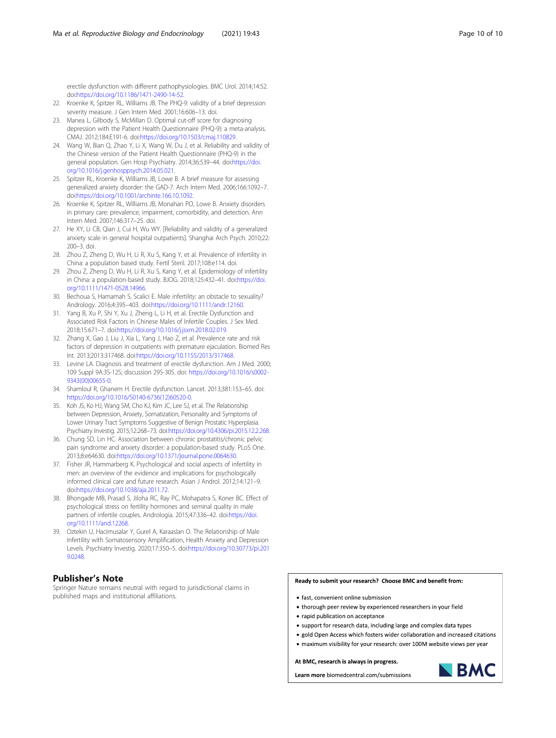erectile dysfunction with different pathophysiologies. BMC Urol. 2014;14:52. doi:https://doi.org/10.1186/1471-2490-14-52.

22. Kroenke K, Spitzer RL, Williams JB. The PHQ-9: validity of a brief depression severity measure. J Gen Intern Med. 2001;16:606–13. doi.
23. Manea L, Gilbody S, McMillan D. Optimal cut-off score for diagnosing depression with the Patient Health Questionnaire (PHQ-9): a meta-analysis. CMAJ. 2012;184:E191-6. doi:https://doi.org/10.1503/cmaj.110829.
24. Wang W, Bian Q, Zhao Y, Li X, Wang W, Du J, et al. Reliability and validity of the Chinese version of the Patient Health Questionnaire (PHQ-9) in the general population. Gen Hosp Psychiatry. 2014;36:539–44. doi:https://doi.org/10.1016/j.genhosppsych.2014.05.021.
25. Spitzer RL, Kroenke K, Williams JB, Lowe B. A brief measure for assessing generalized anxiety disorder: the GAD-7. Arch Intern Med. 2006;166:1092–7. doi:https://doi.org/10.1001/archinte.166.10.1092.
26. Kroenke K, Spitzer RL, Williams JB, Monahan PO, Lowe B. Anxiety disorders in primary care: prevalence, impairment, comorbidity, and detection. Ann Intern Med. 2007;146:317–25. doi.
27. He XY, Li CB, Qian J, Cui H, Wu WY. [Reliability and validity of a generalized anxiety scale in general hospital outpatients]. Shanghai Arch Psych. 2010;22:200–3. doi.
28. Zhou Z, Zheng D, Wu H, Li R, Xu S, Kang Y, et al. Prevalence of infertility in China: a population based study. Fertil Steril. 2017;108:e114. doi.
29. Zhou Z, Zheng D, Wu H, Li R, Xu S, Kang Y, et al. Epidemiology of infertility in China: a population-based study. BJOG. 2018;125:432–41. doi:https://doi.org/10.1111/1471-0528.14966.
30. Bechoua S, Hamamah S, Scalici E. Male infertility: an obstacle to sexuality? Andrology. 2016;4:395–403. doi:https://doi.org/10.1111/andr.12160.
31. Yang B, Xu P, Shi Y, Xu J, Zheng L, Li H, et al. Erectile Dysfunction and Associated Risk Factors in Chinese Males of Infertile Couples. J Sex Med. 2018;15:671–7. doi:https://doi.org/10.1016/j.jsxm.2018.02.019.
32. Zhang X, Gao J, Liu J, Xia L, Yang J, Hao Z, et al. Prevalence rate and risk factors of depression in outpatients with premature ejaculation. Biomed Res Int. 2013;2013:317468. doi:https://doi.org/10.1155/2013/317468.
33. Levine LA. Diagnosis and treatment of erectile dysfunction. Am J Med. 2000; 109 Suppl 9A:3S-12S; discussion 29S-30S. doi: https://doi.org/10.1016/s0002-9343(00)00655-0.
34. Shamloul R, Ghanem H. Erectile dysfunction. Lancet. 2013;381:153–65. doi: https://doi.org/10.1016/S0140-6736(12)60520-0.
35. Koh JS, Ko HJ, Wang SM, Cho KJ, Kim JC, Lee SJ, et al. The Relationship between Depression, Anxiety, Somatization, Personality and Symptoms of Lower Urinary Tract Symptoms Suggestive of Benign Prostatic Hyperplasia. Psychiatry Investig. 2015;12:268–73. doi:https://doi.org/10.4306/pi.2015.12.2.268.
36. Chung SD, Lin HC. Association between chronic prostatitis/chronic pelvic pain syndrome and anxiety disorder: a population-based study. PLoS One. 2013;8:e64630. doi:https://doi.org/10.1371/journal.pone.0064630.
37. Fisher JR, Hammarberg K. Psychological and social aspects of infertility in men: an overview of the evidence and implications for psychologically informed clinical care and future research. Asian J Androl. 2012;14:121–9. doi:https://doi.org/10.1038/aja.2011.72.
38. Bhongade MB, Prasad S, Jiloha RC, Ray PC, Mohapatra S, Koner BC. Effect of psychological stress on fertility hormones and seminal quality in male partners of infertile couples. Andrologia. 2015;47:336–42. doi:https://doi.org/10.1111/and.12268.
39. Oztekin U, Hacimusalar Y, Gurel A, Karaaslan O. The Relationship of Male Infertility with Somatosensory Amplification, Health Anxiety and Depression Levels. Psychiatry Investig. 2020;17:350–5. doi:https://doi.org/10.30773/pi.2019.0248.

## Publisher's Note

Springer Nature remains neutral with regard to jurisdictional claims in published maps and institutional affiliations.

**Ready to submit your research? Choose BMC and benefit from:**

- fast, convenient online submission
- thorough peer review by experienced researchers in your field
- rapid publication on acceptance
- support for research data, including large and complex data types
- gold Open Access which fosters wider collaboration and increased citations
- maximum visibility for your research: over 100M website views per year

**At BMC, research is always in progress.**

**Learn more** biomedcentral.com/submissions

BMC